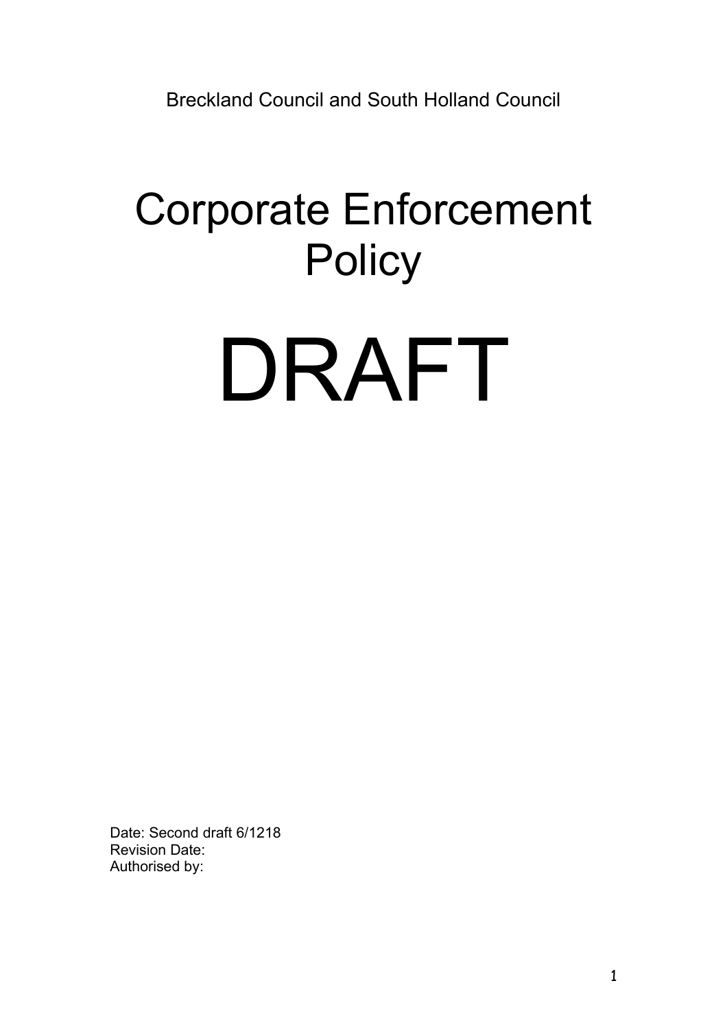Breckland Council and South Holland Council

# Corporate Enforcement Policy

# DRAFT

Date: Second draft 6/1218
Revision Date:
Authorised by: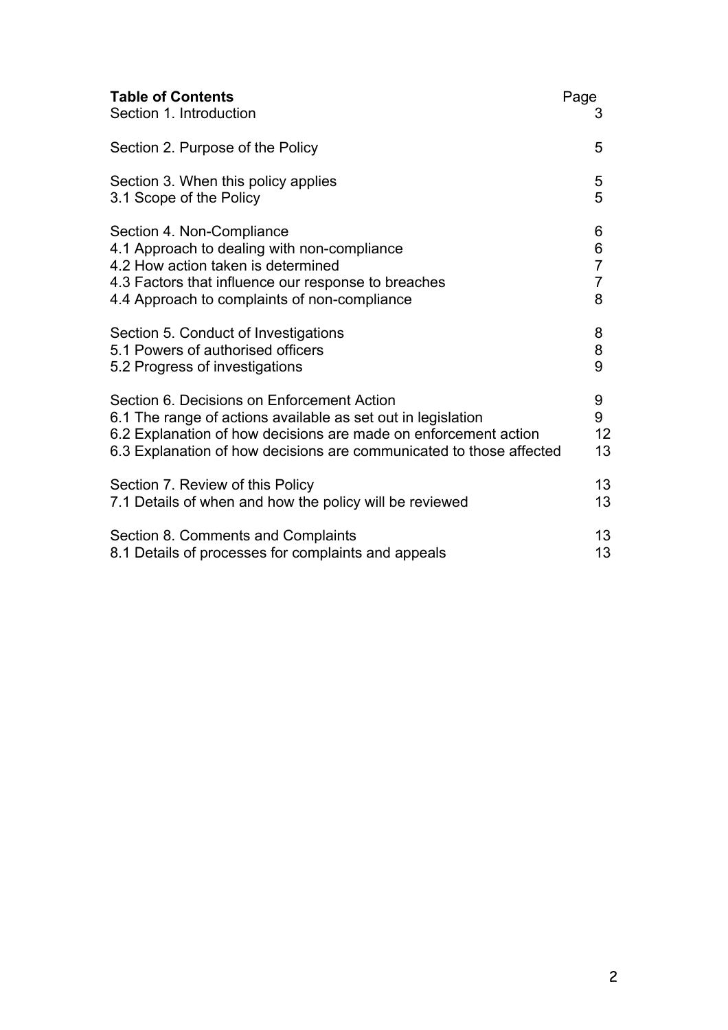## Table of Contents

| | Page |
|---|---|
| Section 1. Introduction | 3 |
| Section 2. Purpose of the Policy | 5 |
| Section 3. When this policy applies | 5 |
| 3.1 Scope of the Policy | 5 |
| Section 4. Non-Compliance | 6 |
| 4.1 Approach to dealing with non-compliance | 6 |
| 4.2 How action taken is determined | 7 |
| 4.3 Factors that influence our response to breaches | 7 |
| 4.4 Approach to complaints of non-compliance | 8 |
| Section 5. Conduct of Investigations | 8 |
| 5.1 Powers of authorised officers | 8 |
| 5.2 Progress of investigations | 9 |
| Section 6. Decisions on Enforcement Action | 9 |
| 6.1 The range of actions available as set out in legislation | 9 |
| 6.2 Explanation of how decisions are made on enforcement action | 12 |
| 6.3 Explanation of how decisions are communicated to those affected | 13 |
| Section 7. Review of this Policy | 13 |
| 7.1 Details of when and how the policy will be reviewed | 13 |
| Section 8. Comments and Complaints | 13 |
| 8.1 Details of processes for complaints and appeals | 13 |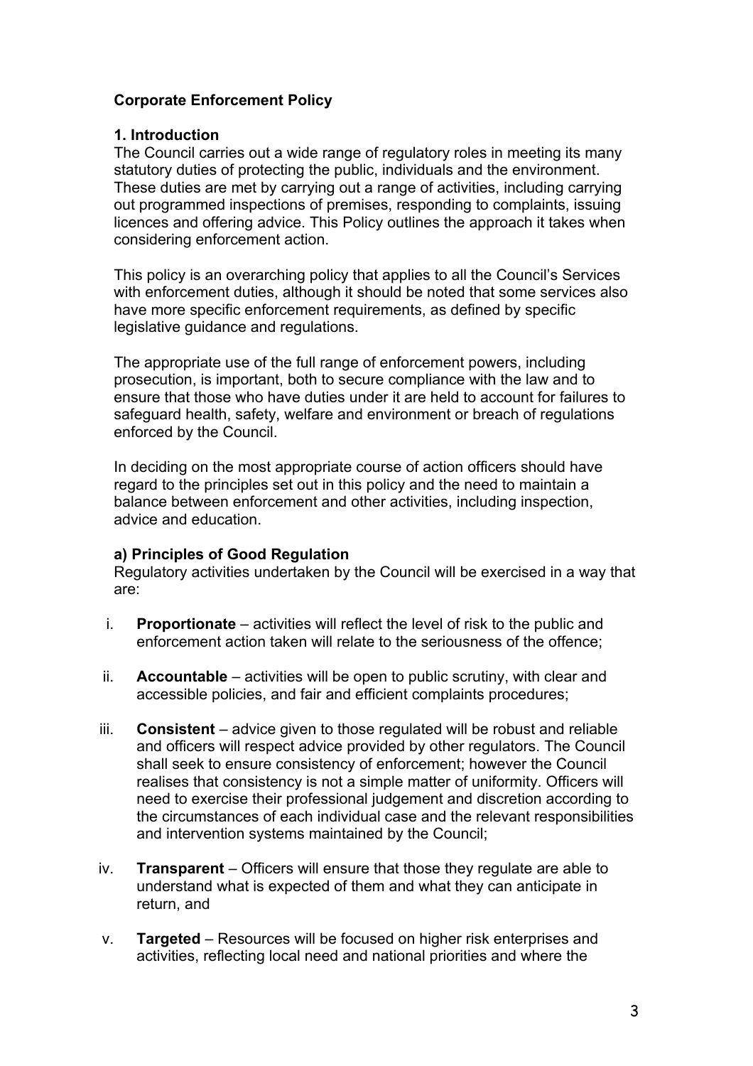# Corporate Enforcement Policy

## 1. Introduction

The Council carries out a wide range of regulatory roles in meeting its many statutory duties of protecting the public, individuals and the environment. These duties are met by carrying out a range of activities, including carrying out programmed inspections of premises, responding to complaints, issuing licences and offering advice. This Policy outlines the approach it takes when considering enforcement action.

This policy is an overarching policy that applies to all the Council's Services with enforcement duties, although it should be noted that some services also have more specific enforcement requirements, as defined by specific legislative guidance and regulations.

The appropriate use of the full range of enforcement powers, including prosecution, is important, both to secure compliance with the law and to ensure that those who have duties under it are held to account for failures to safeguard health, safety, welfare and environment or breach of regulations enforced by the Council.

In deciding on the most appropriate course of action officers should have regard to the principles set out in this policy and the need to maintain a balance between enforcement and other activities, including inspection, advice and education.

### a) Principles of Good Regulation

Regulatory activities undertaken by the Council will be exercised in a way that are:

i. **Proportionate** – activities will reflect the level of risk to the public and enforcement action taken will relate to the seriousness of the offence;

ii. **Accountable** – activities will be open to public scrutiny, with clear and accessible policies, and fair and efficient complaints procedures;

iii. **Consistent** – advice given to those regulated will be robust and reliable and officers will respect advice provided by other regulators. The Council shall seek to ensure consistency of enforcement; however the Council realises that consistency is not a simple matter of uniformity. Officers will need to exercise their professional judgement and discretion according to the circumstances of each individual case and the relevant responsibilities and intervention systems maintained by the Council;

iv. **Transparent** – Officers will ensure that those they regulate are able to understand what is expected of them and what they can anticipate in return, and

v. **Targeted** – Resources will be focused on higher risk enterprises and activities, reflecting local need and national priorities and where the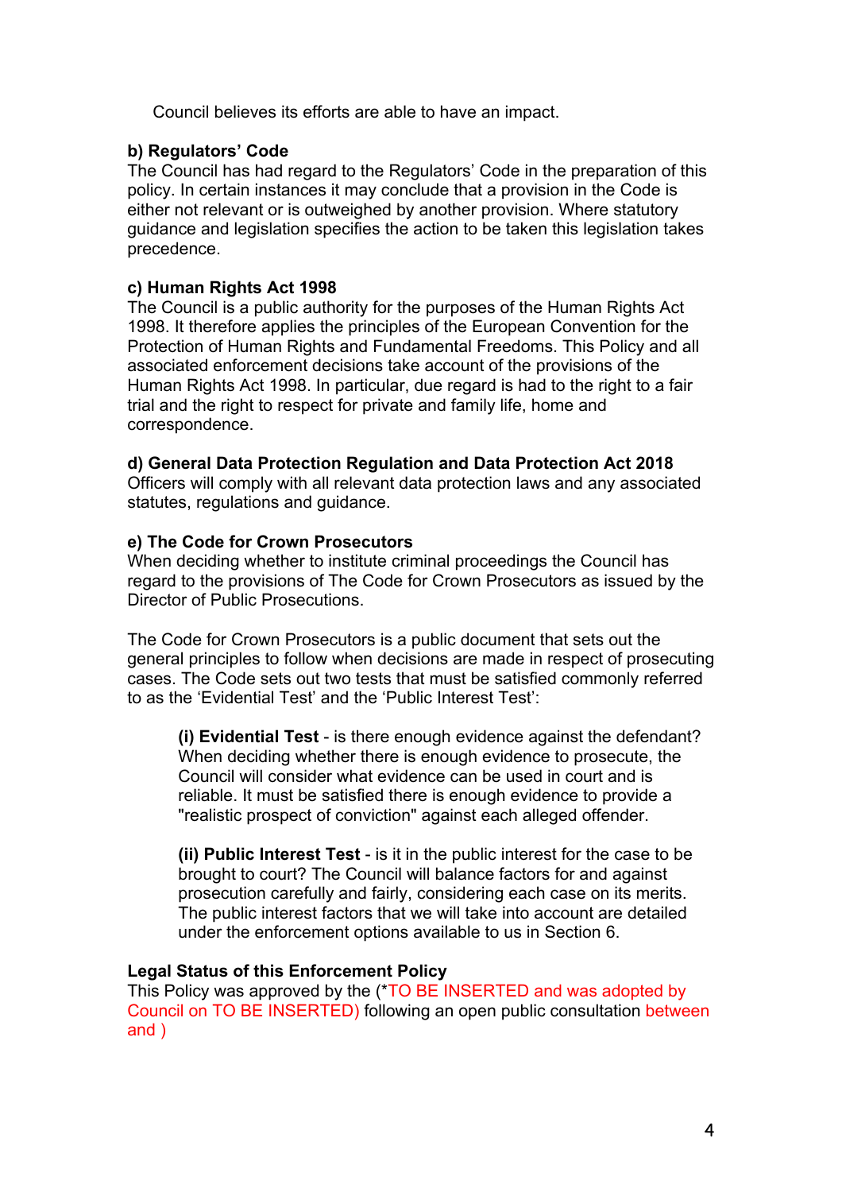Council believes its efforts are able to have an impact.

**b) Regulators' Code**

The Council has had regard to the Regulators' Code in the preparation of this policy. In certain instances it may conclude that a provision in the Code is either not relevant or is outweighed by another provision. Where statutory guidance and legislation specifies the action to be taken this legislation takes precedence.

**c) Human Rights Act 1998**

The Council is a public authority for the purposes of the Human Rights Act 1998. It therefore applies the principles of the European Convention for the Protection of Human Rights and Fundamental Freedoms. This Policy and all associated enforcement decisions take account of the provisions of the Human Rights Act 1998. In particular, due regard is had to the right to a fair trial and the right to respect for private and family life, home and correspondence.

**d) General Data Protection Regulation and Data Protection Act 2018**

Officers will comply with all relevant data protection laws and any associated statutes, regulations and guidance.

**e) The Code for Crown Prosecutors**

When deciding whether to institute criminal proceedings the Council has regard to the provisions of The Code for Crown Prosecutors as issued by the Director of Public Prosecutions.

The Code for Crown Prosecutors is a public document that sets out the general principles to follow when decisions are made in respect of prosecuting cases. The Code sets out two tests that must be satisfied commonly referred to as the 'Evidential Test' and the 'Public Interest Test':

> **(i) Evidential Test** - is there enough evidence against the defendant? When deciding whether there is enough evidence to prosecute, the Council will consider what evidence can be used in court and is reliable. It must be satisfied there is enough evidence to provide a "realistic prospect of conviction" against each alleged offender.
>
> **(ii) Public Interest Test** - is it in the public interest for the case to be brought to court? The Council will balance factors for and against prosecution carefully and fairly, considering each case on its merits. The public interest factors that we will take into account are detailed under the enforcement options available to us in Section 6.

**Legal Status of this Enforcement Policy**

This Policy was approved by the (*TO BE INSERTED and was adopted by Council on TO BE INSERTED) following an open public consultation between and )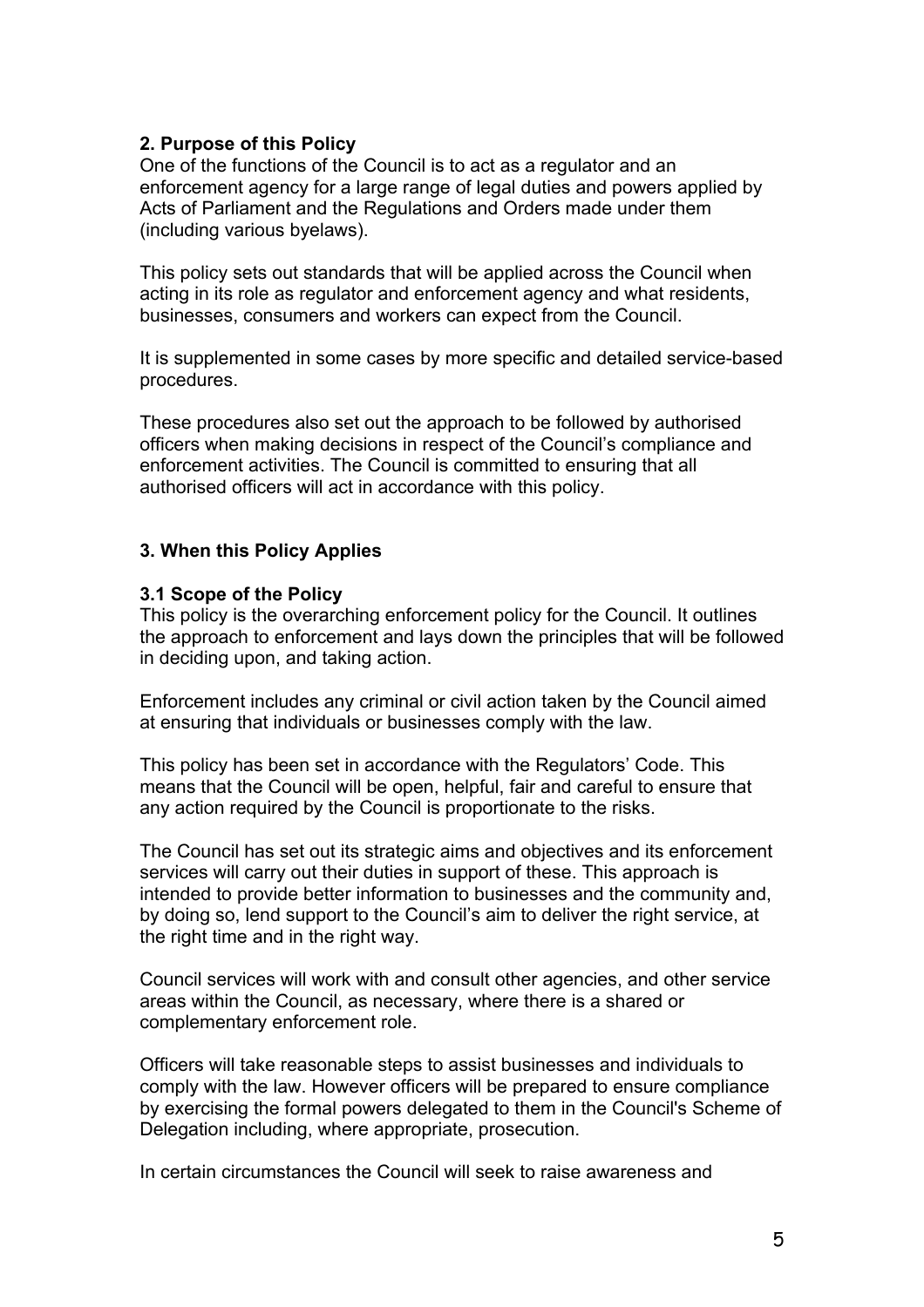## 2. Purpose of this Policy

One of the functions of the Council is to act as a regulator and an enforcement agency for a large range of legal duties and powers applied by Acts of Parliament and the Regulations and Orders made under them (including various byelaws).

This policy sets out standards that will be applied across the Council when acting in its role as regulator and enforcement agency and what residents, businesses, consumers and workers can expect from the Council.

It is supplemented in some cases by more specific and detailed service-based procedures.

These procedures also set out the approach to be followed by authorised officers when making decisions in respect of the Council's compliance and enforcement activities. The Council is committed to ensuring that all authorised officers will act in accordance with this policy.

## 3. When this Policy Applies

### 3.1 Scope of the Policy

This policy is the overarching enforcement policy for the Council. It outlines the approach to enforcement and lays down the principles that will be followed in deciding upon, and taking action.

Enforcement includes any criminal or civil action taken by the Council aimed at ensuring that individuals or businesses comply with the law.

This policy has been set in accordance with the Regulators' Code. This means that the Council will be open, helpful, fair and careful to ensure that any action required by the Council is proportionate to the risks.

The Council has set out its strategic aims and objectives and its enforcement services will carry out their duties in support of these. This approach is intended to provide better information to businesses and the community and, by doing so, lend support to the Council's aim to deliver the right service, at the right time and in the right way.

Council services will work with and consult other agencies, and other service areas within the Council, as necessary, where there is a shared or complementary enforcement role.

Officers will take reasonable steps to assist businesses and individuals to comply with the law. However officers will be prepared to ensure compliance by exercising the formal powers delegated to them in the Council's Scheme of Delegation including, where appropriate, prosecution.

In certain circumstances the Council will seek to raise awareness and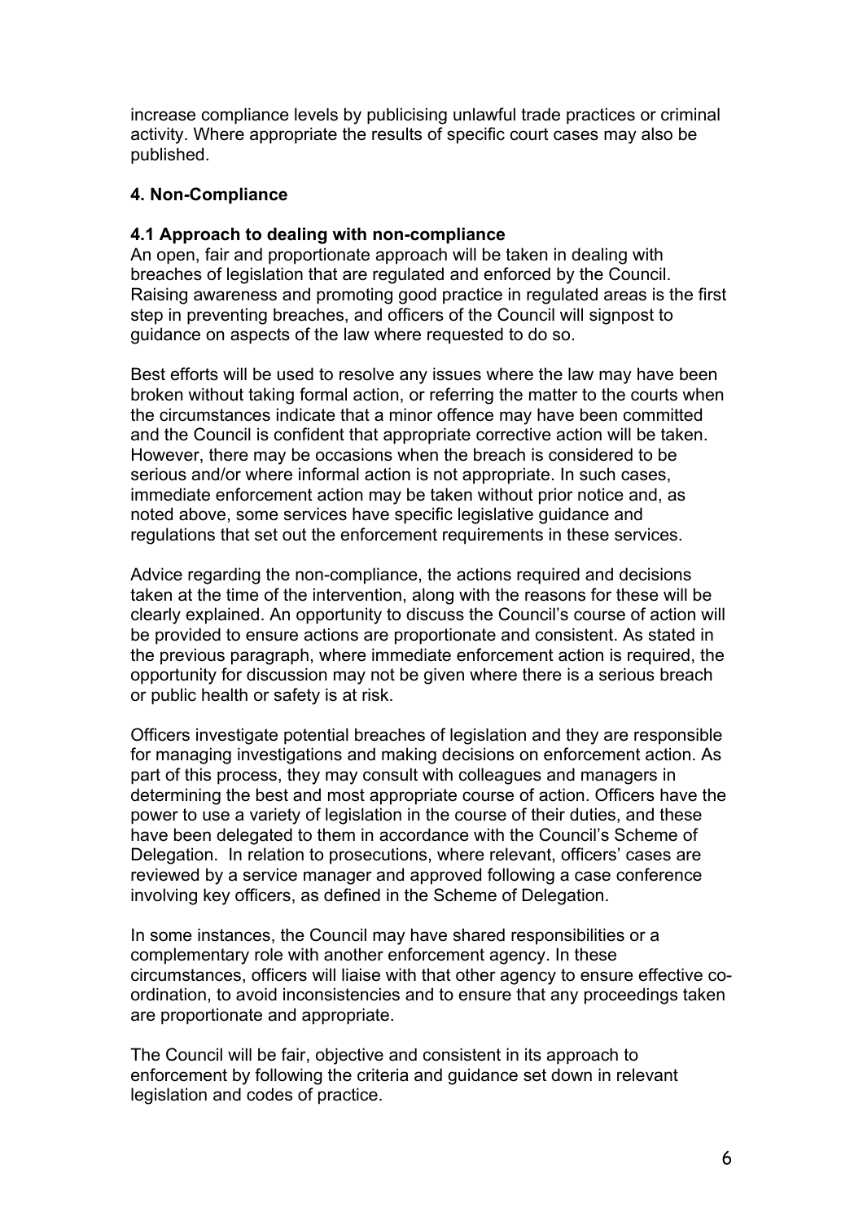increase compliance levels by publicising unlawful trade practices or criminal activity. Where appropriate the results of specific court cases may also be published.

## 4. Non-Compliance

### 4.1 Approach to dealing with non-compliance

An open, fair and proportionate approach will be taken in dealing with breaches of legislation that are regulated and enforced by the Council. Raising awareness and promoting good practice in regulated areas is the first step in preventing breaches, and officers of the Council will signpost to guidance on aspects of the law where requested to do so.

Best efforts will be used to resolve any issues where the law may have been broken without taking formal action, or referring the matter to the courts when the circumstances indicate that a minor offence may have been committed and the Council is confident that appropriate corrective action will be taken. However, there may be occasions when the breach is considered to be serious and/or where informal action is not appropriate. In such cases, immediate enforcement action may be taken without prior notice and, as noted above, some services have specific legislative guidance and regulations that set out the enforcement requirements in these services.

Advice regarding the non-compliance, the actions required and decisions taken at the time of the intervention, along with the reasons for these will be clearly explained. An opportunity to discuss the Council's course of action will be provided to ensure actions are proportionate and consistent. As stated in the previous paragraph, where immediate enforcement action is required, the opportunity for discussion may not be given where there is a serious breach or public health or safety is at risk.

Officers investigate potential breaches of legislation and they are responsible for managing investigations and making decisions on enforcement action. As part of this process, they may consult with colleagues and managers in determining the best and most appropriate course of action. Officers have the power to use a variety of legislation in the course of their duties, and these have been delegated to them in accordance with the Council's Scheme of Delegation. In relation to prosecutions, where relevant, officers' cases are reviewed by a service manager and approved following a case conference involving key officers, as defined in the Scheme of Delegation.

In some instances, the Council may have shared responsibilities or a complementary role with another enforcement agency. In these circumstances, officers will liaise with that other agency to ensure effective co-ordination, to avoid inconsistencies and to ensure that any proceedings taken are proportionate and appropriate.

The Council will be fair, objective and consistent in its approach to enforcement by following the criteria and guidance set down in relevant legislation and codes of practice.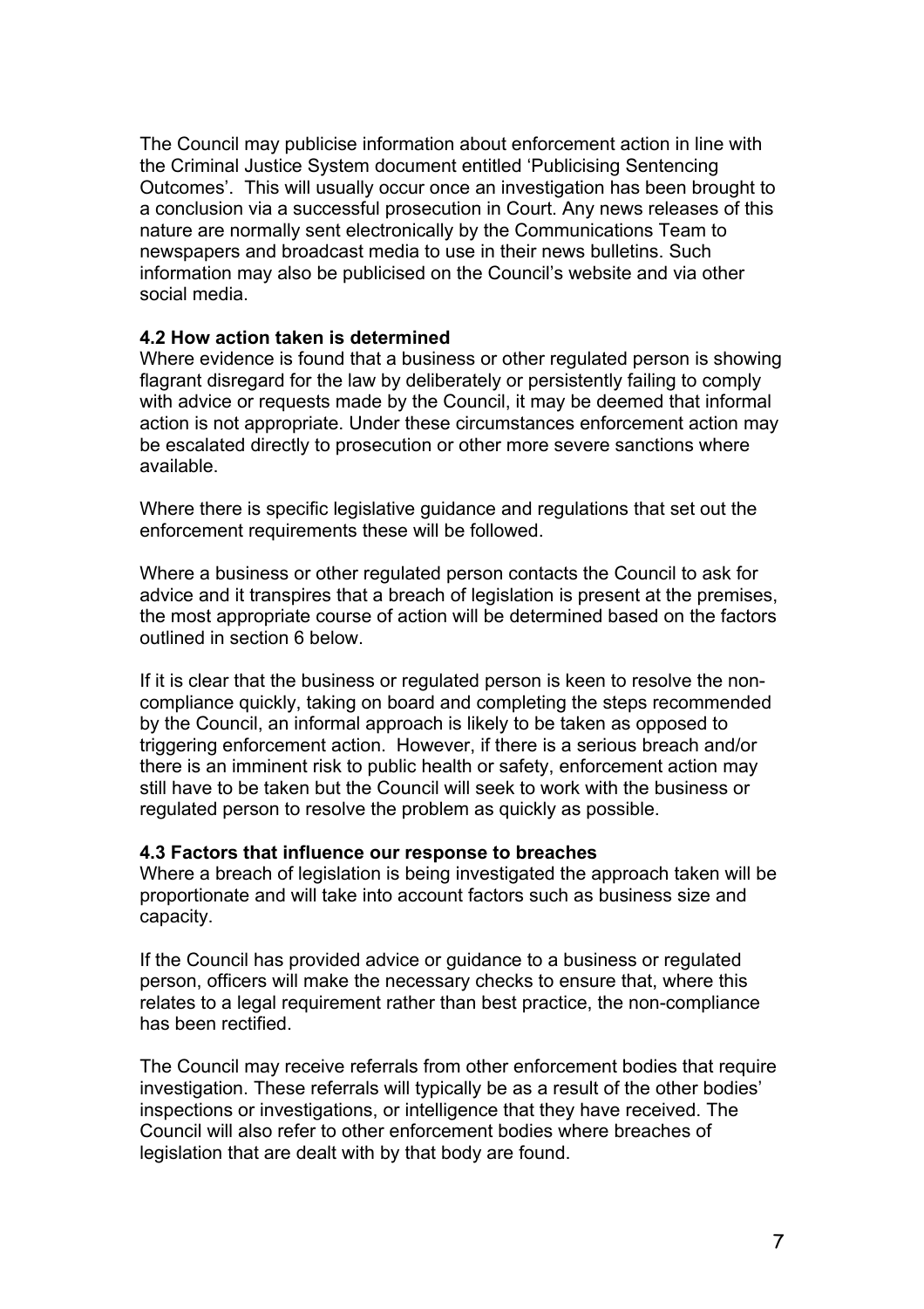The Council may publicise information about enforcement action in line with the Criminal Justice System document entitled 'Publicising Sentencing Outcomes'. This will usually occur once an investigation has been brought to a conclusion via a successful prosecution in Court. Any news releases of this nature are normally sent electronically by the Communications Team to newspapers and broadcast media to use in their news bulletins. Such information may also be publicised on the Council's website and via other social media.

### 4.2 How action taken is determined

Where evidence is found that a business or other regulated person is showing flagrant disregard for the law by deliberately or persistently failing to comply with advice or requests made by the Council, it may be deemed that informal action is not appropriate. Under these circumstances enforcement action may be escalated directly to prosecution or other more severe sanctions where available.

Where there is specific legislative guidance and regulations that set out the enforcement requirements these will be followed.

Where a business or other regulated person contacts the Council to ask for advice and it transpires that a breach of legislation is present at the premises, the most appropriate course of action will be determined based on the factors outlined in section 6 below.

If it is clear that the business or regulated person is keen to resolve the non-compliance quickly, taking on board and completing the steps recommended by the Council, an informal approach is likely to be taken as opposed to triggering enforcement action. However, if there is a serious breach and/or there is an imminent risk to public health or safety, enforcement action may still have to be taken but the Council will seek to work with the business or regulated person to resolve the problem as quickly as possible.

### 4.3 Factors that influence our response to breaches

Where a breach of legislation is being investigated the approach taken will be proportionate and will take into account factors such as business size and capacity.

If the Council has provided advice or guidance to a business or regulated person, officers will make the necessary checks to ensure that, where this relates to a legal requirement rather than best practice, the non-compliance has been rectified.

The Council may receive referrals from other enforcement bodies that require investigation. These referrals will typically be as a result of the other bodies' inspections or investigations, or intelligence that they have received. The Council will also refer to other enforcement bodies where breaches of legislation that are dealt with by that body are found.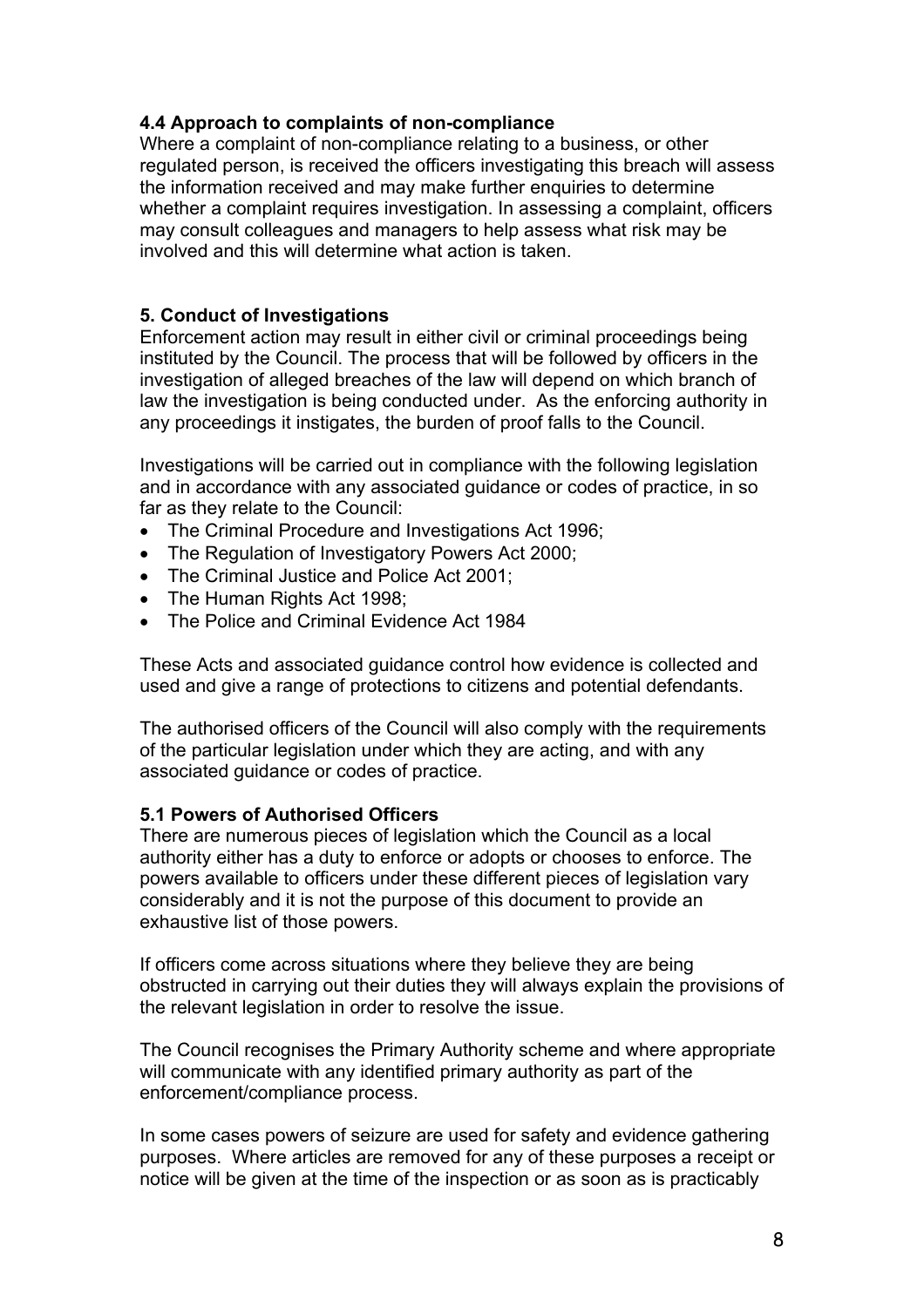### 4.4 Approach to complaints of non-compliance

Where a complaint of non-compliance relating to a business, or other regulated person, is received the officers investigating this breach will assess the information received and may make further enquiries to determine whether a complaint requires investigation. In assessing a complaint, officers may consult colleagues and managers to help assess what risk may be involved and this will determine what action is taken.

## 5. Conduct of Investigations

Enforcement action may result in either civil or criminal proceedings being instituted by the Council. The process that will be followed by officers in the investigation of alleged breaches of the law will depend on which branch of law the investigation is being conducted under. As the enforcing authority in any proceedings it instigates, the burden of proof falls to the Council.

Investigations will be carried out in compliance with the following legislation and in accordance with any associated guidance or codes of practice, in so far as they relate to the Council:

- The Criminal Procedure and Investigations Act 1996;
- The Regulation of Investigatory Powers Act 2000;
- The Criminal Justice and Police Act 2001;
- The Human Rights Act 1998;
- The Police and Criminal Evidence Act 1984

These Acts and associated guidance control how evidence is collected and used and give a range of protections to citizens and potential defendants.

The authorised officers of the Council will also comply with the requirements of the particular legislation under which they are acting, and with any associated guidance or codes of practice.

### 5.1 Powers of Authorised Officers

There are numerous pieces of legislation which the Council as a local authority either has a duty to enforce or adopts or chooses to enforce. The powers available to officers under these different pieces of legislation vary considerably and it is not the purpose of this document to provide an exhaustive list of those powers.

If officers come across situations where they believe they are being obstructed in carrying out their duties they will always explain the provisions of the relevant legislation in order to resolve the issue.

The Council recognises the Primary Authority scheme and where appropriate will communicate with any identified primary authority as part of the enforcement/compliance process.

In some cases powers of seizure are used for safety and evidence gathering purposes. Where articles are removed for any of these purposes a receipt or notice will be given at the time of the inspection or as soon as is practicably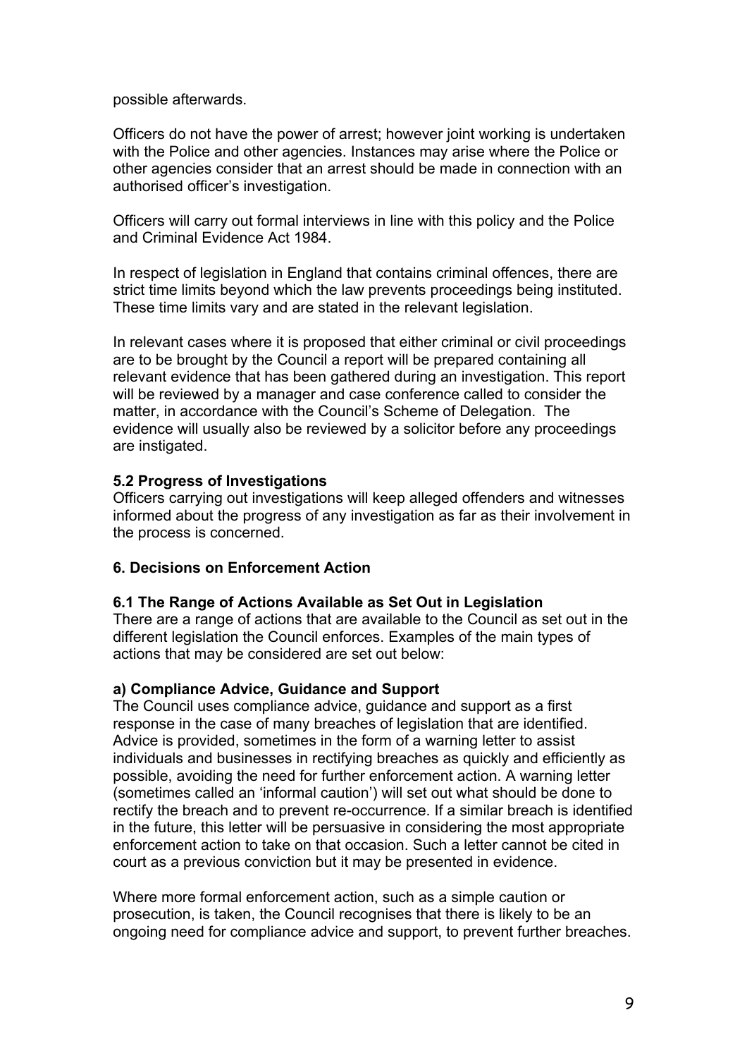possible afterwards.

Officers do not have the power of arrest; however joint working is undertaken with the Police and other agencies. Instances may arise where the Police or other agencies consider that an arrest should be made in connection with an authorised officer's investigation.

Officers will carry out formal interviews in line with this policy and the Police and Criminal Evidence Act 1984.

In respect of legislation in England that contains criminal offences, there are strict time limits beyond which the law prevents proceedings being instituted. These time limits vary and are stated in the relevant legislation.

In relevant cases where it is proposed that either criminal or civil proceedings are to be brought by the Council a report will be prepared containing all relevant evidence that has been gathered during an investigation. This report will be reviewed by a manager and case conference called to consider the matter, in accordance with the Council's Scheme of Delegation. The evidence will usually also be reviewed by a solicitor before any proceedings are instigated.

### 5.2 Progress of Investigations

Officers carrying out investigations will keep alleged offenders and witnesses informed about the progress of any investigation as far as their involvement in the process is concerned.

## 6. Decisions on Enforcement Action

### 6.1 The Range of Actions Available as Set Out in Legislation

There are a range of actions that are available to the Council as set out in the different legislation the Council enforces. Examples of the main types of actions that may be considered are set out below:

#### a) Compliance Advice, Guidance and Support

The Council uses compliance advice, guidance and support as a first response in the case of many breaches of legislation that are identified. Advice is provided, sometimes in the form of a warning letter to assist individuals and businesses in rectifying breaches as quickly and efficiently as possible, avoiding the need for further enforcement action. A warning letter (sometimes called an 'informal caution') will set out what should be done to rectify the breach and to prevent re-occurrence. If a similar breach is identified in the future, this letter will be persuasive in considering the most appropriate enforcement action to take on that occasion. Such a letter cannot be cited in court as a previous conviction but it may be presented in evidence.

Where more formal enforcement action, such as a simple caution or prosecution, is taken, the Council recognises that there is likely to be an ongoing need for compliance advice and support, to prevent further breaches.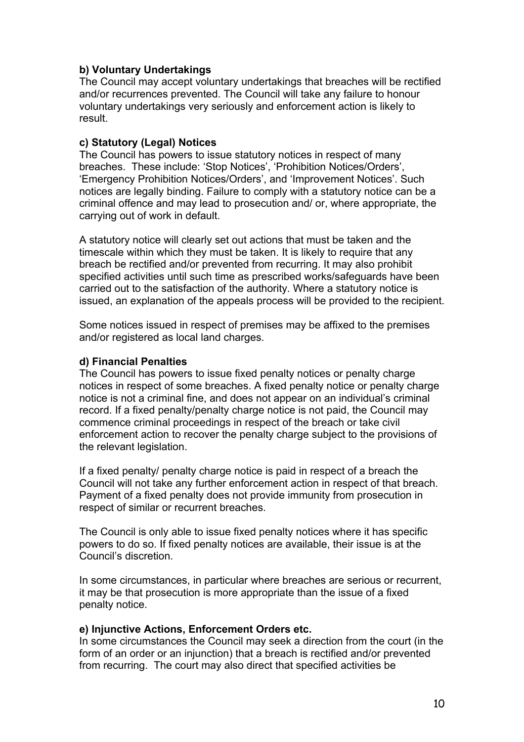**b) Voluntary Undertakings**

The Council may accept voluntary undertakings that breaches will be rectified and/or recurrences prevented. The Council will take any failure to honour voluntary undertakings very seriously and enforcement action is likely to result.

**c) Statutory (Legal) Notices**

The Council has powers to issue statutory notices in respect of many breaches. These include: 'Stop Notices', 'Prohibition Notices/Orders', 'Emergency Prohibition Notices/Orders', and 'Improvement Notices'. Such notices are legally binding. Failure to comply with a statutory notice can be a criminal offence and may lead to prosecution and/ or, where appropriate, the carrying out of work in default.

A statutory notice will clearly set out actions that must be taken and the timescale within which they must be taken. It is likely to require that any breach be rectified and/or prevented from recurring. It may also prohibit specified activities until such time as prescribed works/safeguards have been carried out to the satisfaction of the authority. Where a statutory notice is issued, an explanation of the appeals process will be provided to the recipient.

Some notices issued in respect of premises may be affixed to the premises and/or registered as local land charges.

**d) Financial Penalties**

The Council has powers to issue fixed penalty notices or penalty charge notices in respect of some breaches. A fixed penalty notice or penalty charge notice is not a criminal fine, and does not appear on an individual's criminal record. If a fixed penalty/penalty charge notice is not paid, the Council may commence criminal proceedings in respect of the breach or take civil enforcement action to recover the penalty charge subject to the provisions of the relevant legislation.

If a fixed penalty/ penalty charge notice is paid in respect of a breach the Council will not take any further enforcement action in respect of that breach. Payment of a fixed penalty does not provide immunity from prosecution in respect of similar or recurrent breaches.

The Council is only able to issue fixed penalty notices where it has specific powers to do so. If fixed penalty notices are available, their issue is at the Council's discretion.

In some circumstances, in particular where breaches are serious or recurrent, it may be that prosecution is more appropriate than the issue of a fixed penalty notice.

**e) Injunctive Actions, Enforcement Orders etc.**

In some circumstances the Council may seek a direction from the court (in the form of an order or an injunction) that a breach is rectified and/or prevented from recurring. The court may also direct that specified activities be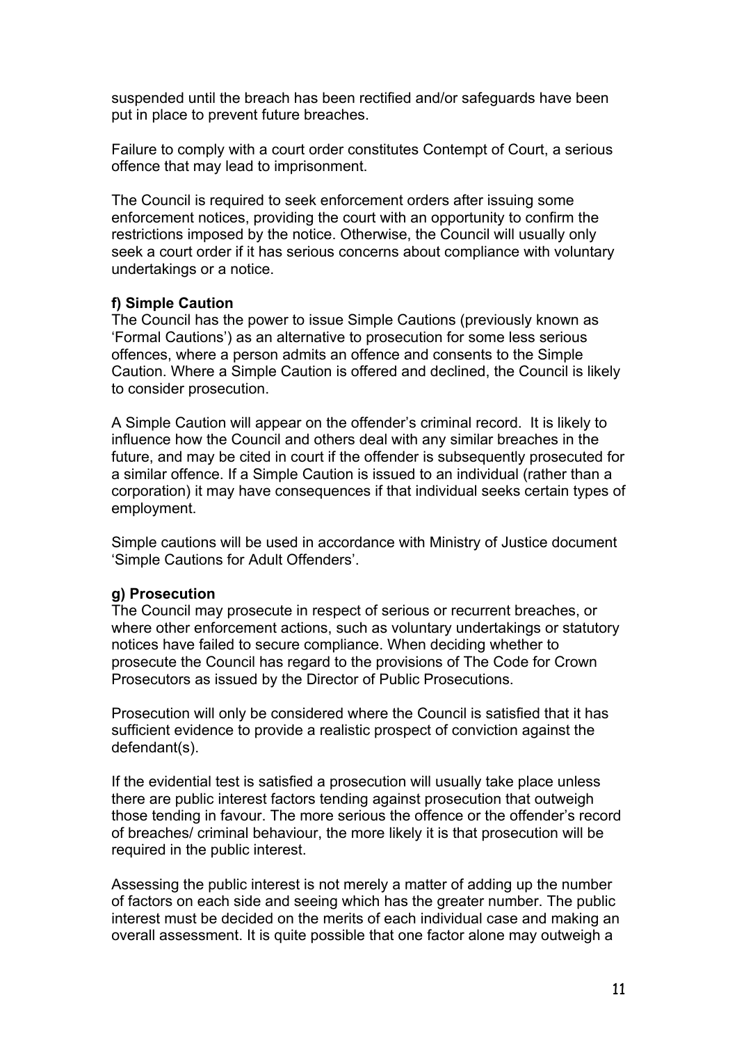suspended until the breach has been rectified and/or safeguards have been put in place to prevent future breaches.

Failure to comply with a court order constitutes Contempt of Court, a serious offence that may lead to imprisonment.

The Council is required to seek enforcement orders after issuing some enforcement notices, providing the court with an opportunity to confirm the restrictions imposed by the notice. Otherwise, the Council will usually only seek a court order if it has serious concerns about compliance with voluntary undertakings or a notice.

**f) Simple Caution**

The Council has the power to issue Simple Cautions (previously known as 'Formal Cautions') as an alternative to prosecution for some less serious offences, where a person admits an offence and consents to the Simple Caution. Where a Simple Caution is offered and declined, the Council is likely to consider prosecution.

A Simple Caution will appear on the offender's criminal record. It is likely to influence how the Council and others deal with any similar breaches in the future, and may be cited in court if the offender is subsequently prosecuted for a similar offence. If a Simple Caution is issued to an individual (rather than a corporation) it may have consequences if that individual seeks certain types of employment.

Simple cautions will be used in accordance with Ministry of Justice document 'Simple Cautions for Adult Offenders'.

**g) Prosecution**

The Council may prosecute in respect of serious or recurrent breaches, or where other enforcement actions, such as voluntary undertakings or statutory notices have failed to secure compliance. When deciding whether to prosecute the Council has regard to the provisions of The Code for Crown Prosecutors as issued by the Director of Public Prosecutions.

Prosecution will only be considered where the Council is satisfied that it has sufficient evidence to provide a realistic prospect of conviction against the defendant(s).

If the evidential test is satisfied a prosecution will usually take place unless there are public interest factors tending against prosecution that outweigh those tending in favour. The more serious the offence or the offender's record of breaches/ criminal behaviour, the more likely it is that prosecution will be required in the public interest.

Assessing the public interest is not merely a matter of adding up the number of factors on each side and seeing which has the greater number. The public interest must be decided on the merits of each individual case and making an overall assessment. It is quite possible that one factor alone may outweigh a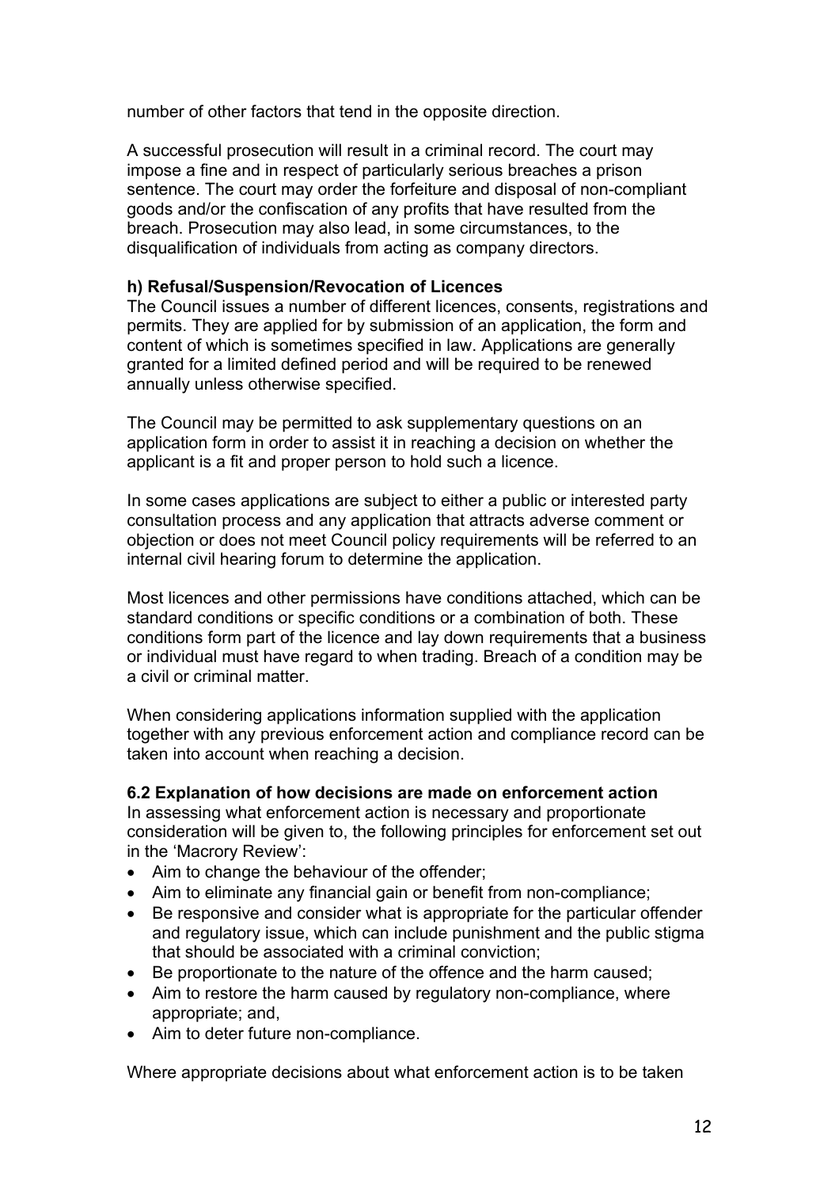number of other factors that tend in the opposite direction.

A successful prosecution will result in a criminal record. The court may impose a fine and in respect of particularly serious breaches a prison sentence. The court may order the forfeiture and disposal of non-compliant goods and/or the confiscation of any profits that have resulted from the breach. Prosecution may also lead, in some circumstances, to the disqualification of individuals from acting as company directors.

**h) Refusal/Suspension/Revocation of Licences**

The Council issues a number of different licences, consents, registrations and permits. They are applied for by submission of an application, the form and content of which is sometimes specified in law. Applications are generally granted for a limited defined period and will be required to be renewed annually unless otherwise specified.

The Council may be permitted to ask supplementary questions on an application form in order to assist it in reaching a decision on whether the applicant is a fit and proper person to hold such a licence.

In some cases applications are subject to either a public or interested party consultation process and any application that attracts adverse comment or objection or does not meet Council policy requirements will be referred to an internal civil hearing forum to determine the application.

Most licences and other permissions have conditions attached, which can be standard conditions or specific conditions or a combination of both. These conditions form part of the licence and lay down requirements that a business or individual must have regard to when trading. Breach of a condition may be a civil or criminal matter.

When considering applications information supplied with the application together with any previous enforcement action and compliance record can be taken into account when reaching a decision.

**6.2 Explanation of how decisions are made on enforcement action**

In assessing what enforcement action is necessary and proportionate consideration will be given to, the following principles for enforcement set out in the 'Macrory Review':

- Aim to change the behaviour of the offender;
- Aim to eliminate any financial gain or benefit from non-compliance;
- Be responsive and consider what is appropriate for the particular offender and regulatory issue, which can include punishment and the public stigma that should be associated with a criminal conviction;
- Be proportionate to the nature of the offence and the harm caused;
- Aim to restore the harm caused by regulatory non-compliance, where appropriate; and,
- Aim to deter future non-compliance.

Where appropriate decisions about what enforcement action is to be taken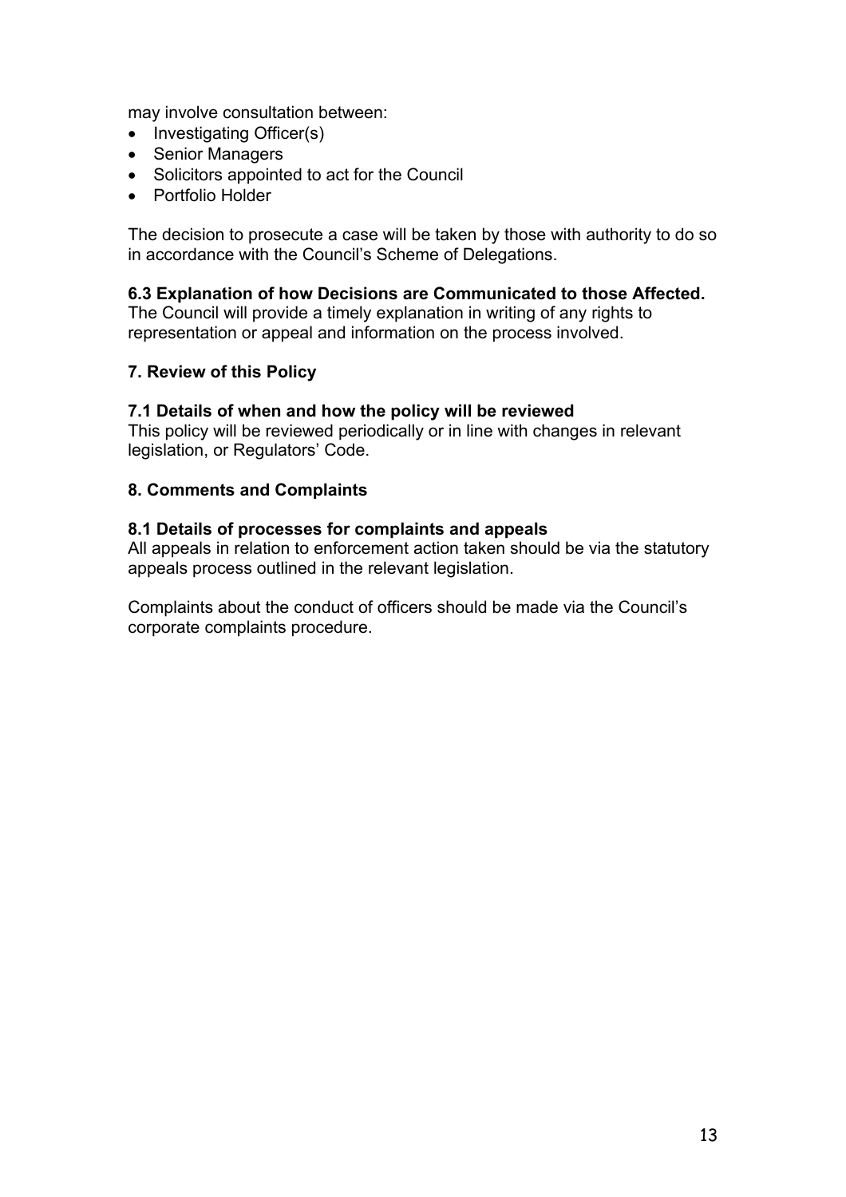may involve consultation between:

- Investigating Officer(s)
- Senior Managers
- Solicitors appointed to act for the Council
- Portfolio Holder

The decision to prosecute a case will be taken by those with authority to do so in accordance with the Council's Scheme of Delegations.

**6.3 Explanation of how Decisions are Communicated to those Affected.**
The Council will provide a timely explanation in writing of any rights to representation or appeal and information on the process involved.

## 7. Review of this Policy

### 7.1 Details of when and how the policy will be reviewed

This policy will be reviewed periodically or in line with changes in relevant legislation, or Regulators' Code.

## 8. Comments and Complaints

### 8.1 Details of processes for complaints and appeals

All appeals in relation to enforcement action taken should be via the statutory appeals process outlined in the relevant legislation.

Complaints about the conduct of officers should be made via the Council's corporate complaints procedure.